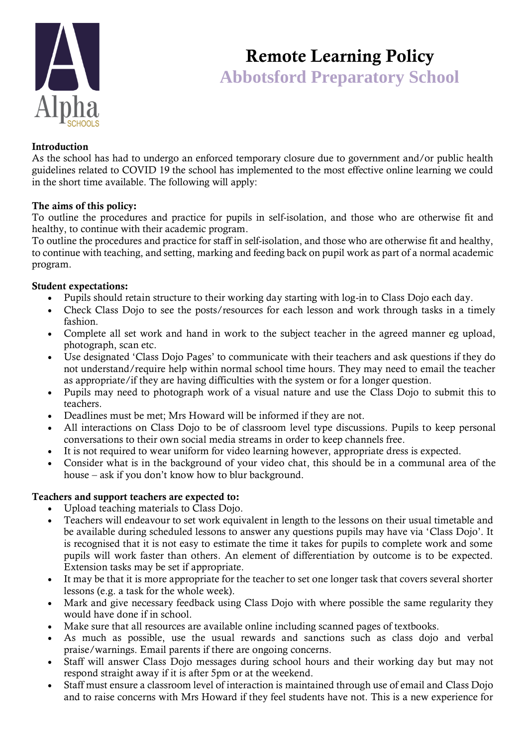# Remote Learning Policy

## Abbotsford Preparatory School

**Introduction**

As the school has had to undergo an enforced temporary closure due to government and/or public health guidelines related to COVID 19 the school has implemented to the most effective online learning we could in the short time available. The following will apply:

**The aims of this policy:**

To outline the procedures and practice for pupils in self-isolation, and those who are otherwise fit and healthy, to continue with their academic program.

To outline the procedures and practice for staff in self-isolation, and those who are otherwise fit and healthy, to continue with teaching, and setting, marking and feeding back on pupil work as part of a normal academic program.

**Student expectations:**

- Pupils should retain structure to their working day starting with log-in to Class Dojo each day.
- Check Class Dojo to see the posts/resources for each lesson and work through tasks in a timely fashion.
- Complete all set work and hand in work to the subject teacher in the agreed manner eg upload, photograph, scan etc.
- Use designated 'Class Dojo Pages' to communicate with their teachers and ask questions if they do not understand/require help within normal school time hours. They may need to email the teacher as appropriate/if they are having difficulties with the system or for a longer question.
- Pupils may need to photograph work of a visual nature and use the Class Dojo to submit this to teachers.
- Deadlines must be met; Mrs Howard will be informed if they are not.
- All interactions on Class Dojo to be of classroom level type discussions. Pupils to keep personal conversations to their own social media streams in order to keep channels free.
- It is not required to wear uniform for video learning however, appropriate dress is expected.
- Consider what is in the background of your video chat, this should be in a communal area of the house – ask if you don't know how to blur background.

**Teachers and support teachers are expected to:**

- Upload teaching materials to Class Dojo.
- Teachers will endeavour to set work equivalent in length to the lessons on their usual timetable and be available during scheduled lessons to answer any questions pupils may have via 'Class Dojo'. It is recognised that it is not easy to estimate the time it takes for pupils to complete work and some pupils will work faster than others. An element of differentiation by outcome is to be expected. Extension tasks may be set if appropriate.
- It may be that it is more appropriate for the teacher to set one longer task that covers several shorter lessons (e.g. a task for the whole week).
- Mark and give necessary feedback using Class Dojo with where possible the same regularity they would have done if in school.
- Make sure that all resources are available online including scanned pages of textbooks.
- As much as possible, use the usual rewards and sanctions such as class dojo and verbal praise/warnings. Email parents if there are ongoing concerns.
- Staff will answer Class Dojo messages during school hours and their working day but may not respond straight away if it is after 5pm or at the weekend.
- Staff must ensure a classroom level of interaction is maintained through use of email and Class Dojo and to raise concerns with Mrs Howard if they feel students have not. This is a new experience for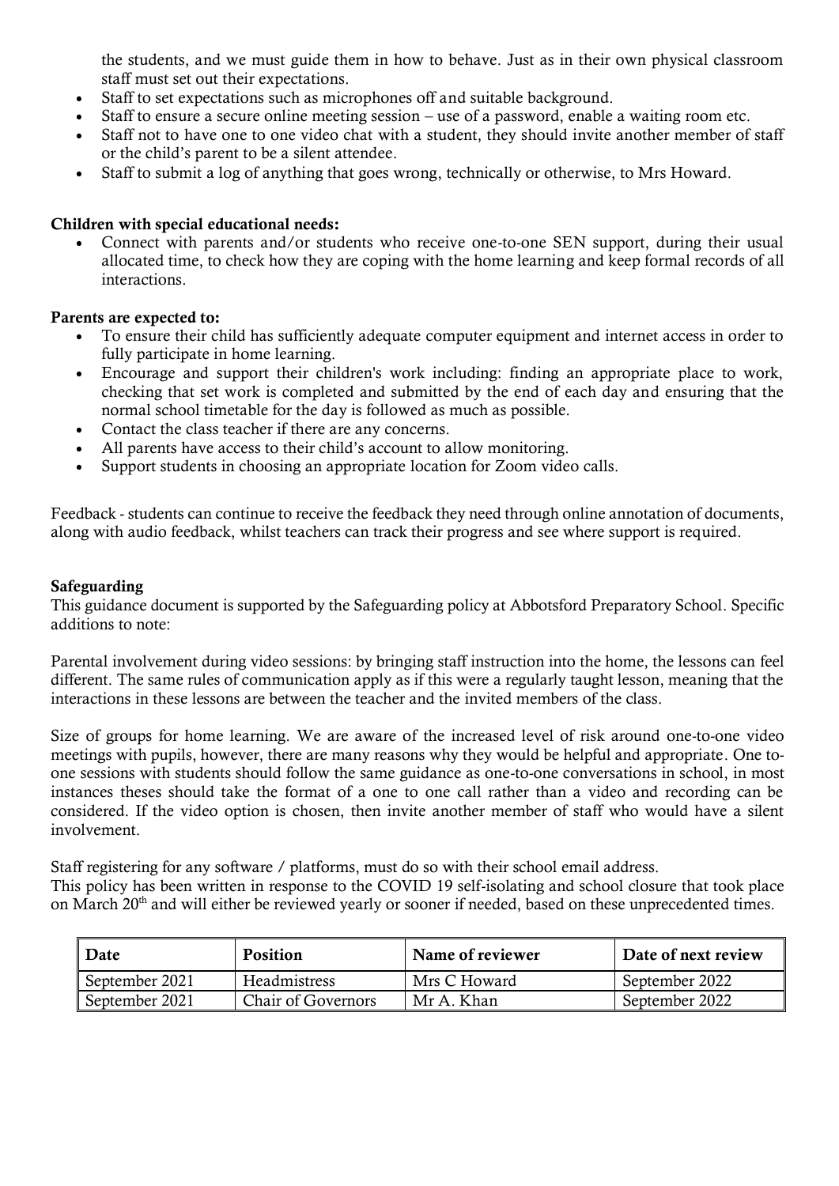the students, and we must guide them in how to behave. Just as in their own physical classroom staff must set out their expectations.

- Staff to set expectations such as microphones off and suitable background.
- Staff to ensure a secure online meeting session – use of a password, enable a waiting room etc.
- Staff not to have one to one video chat with a student, they should invite another member of staff or the child's parent to be a silent attendee.
- Staff to submit a log of anything that goes wrong, technically or otherwise, to Mrs Howard.

**Children with special educational needs:**

- Connect with parents and/or students who receive one-to-one SEN support, during their usual allocated time, to check how they are coping with the home learning and keep formal records of all interactions.

**Parents are expected to:**

- To ensure their child has sufficiently adequate computer equipment and internet access in order to fully participate in home learning.
- Encourage and support their children's work including: finding an appropriate place to work, checking that set work is completed and submitted by the end of each day and ensuring that the normal school timetable for the day is followed as much as possible.
- Contact the class teacher if there are any concerns.
- All parents have access to their child's account to allow monitoring.
- Support students in choosing an appropriate location for Zoom video calls.

Feedback - students can continue to receive the feedback they need through online annotation of documents, along with audio feedback, whilst teachers can track their progress and see where support is required.

**Safeguarding**

This guidance document is supported by the Safeguarding policy at Abbotsford Preparatory School. Specific additions to note:

Parental involvement during video sessions: by bringing staff instruction into the home, the lessons can feel different. The same rules of communication apply as if this were a regularly taught lesson, meaning that the interactions in these lessons are between the teacher and the invited members of the class.

Size of groups for home learning. We are aware of the increased level of risk around one-to-one video meetings with pupils, however, there are many reasons why they would be helpful and appropriate. One to-one sessions with students should follow the same guidance as one-to-one conversations in school, in most instances theses should take the format of a one to one call rather than a video and recording can be considered. If the video option is chosen, then invite another member of staff who would have a silent involvement.

Staff registering for any software / platforms, must do so with their school email address.
This policy has been written in response to the COVID 19 self-isolating and school closure that took place on March 20th and will either be reviewed yearly or sooner if needed, based on these unprecedented times.

| Date | Position | Name of reviewer | Date of next review |
|---|---|---|---|
| September 2021 | Headmistress | Mrs C Howard | September 2022 |
| September 2021 | Chair of Governors | Mr A. Khan | September 2022 |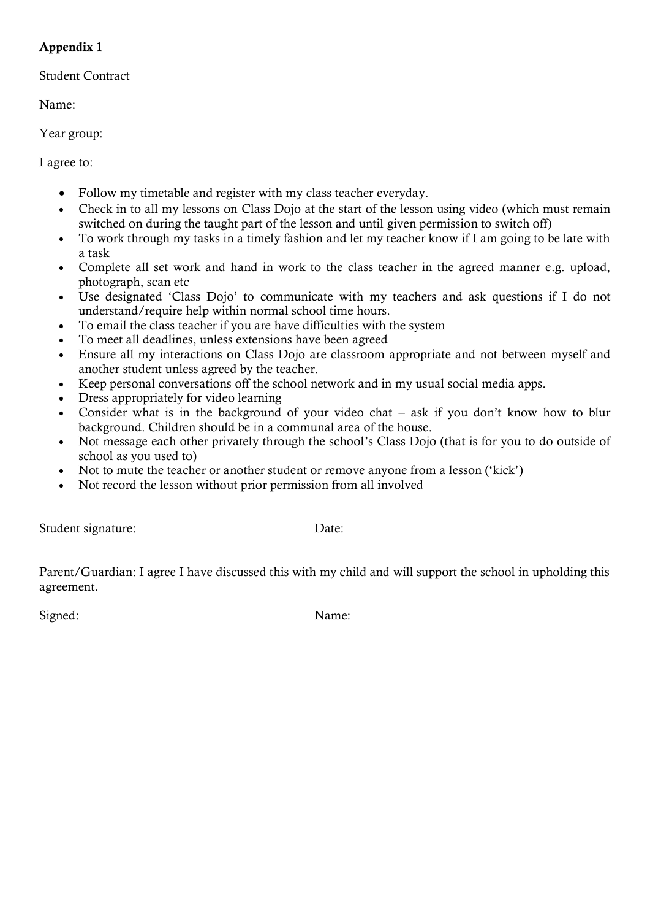**Appendix 1**

Student Contract

Name:

Year group:

I agree to:

- Follow my timetable and register with my class teacher everyday.
- Check in to all my lessons on Class Dojo at the start of the lesson using video (which must remain switched on during the taught part of the lesson and until given permission to switch off)
- To work through my tasks in a timely fashion and let my teacher know if I am going to be late with a task
- Complete all set work and hand in work to the class teacher in the agreed manner e.g. upload, photograph, scan etc
- Use designated 'Class Dojo' to communicate with my teachers and ask questions if I do not understand/require help within normal school time hours.
- To email the class teacher if you are have difficulties with the system
- To meet all deadlines, unless extensions have been agreed
- Ensure all my interactions on Class Dojo are classroom appropriate and not between myself and another student unless agreed by the teacher.
- Keep personal conversations off the school network and in my usual social media apps.
- Dress appropriately for video learning
- Consider what is in the background of your video chat – ask if you don't know how to blur background. Children should be in a communal area of the house.
- Not message each other privately through the school's Class Dojo (that is for you to do outside of school as you used to)
- Not to mute the teacher or another student or remove anyone from a lesson ('kick')
- Not record the lesson without prior permission from all involved

Student signature: Date:

Parent/Guardian: I agree I have discussed this with my child and will support the school in upholding this agreement.

Signed: Name: